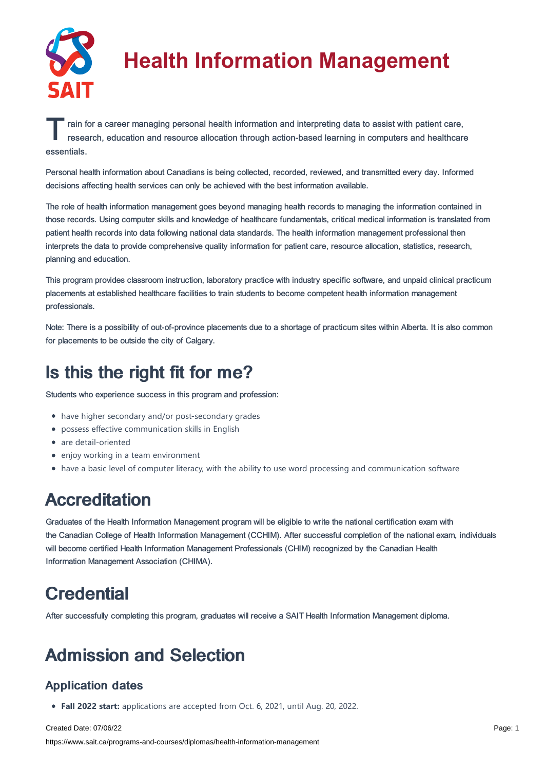# Health Information Management

Train for a career managing personal health information and interpreting data to assist with patient care, research, education and resource allocation through action-based learning in computers and healthcare essentials.

Personal health information about Canadians is being collected, recorded, reviewed, and transmitted every day. Informed decisions affecting health services can only be achieved with the best information available.

The role of health information management goes beyond managing health records to managing the information contained in those records. Using computer skills and knowledge of healthcare fundamentals, critical medical information is translated from patient health records into data following national data standards. The health information management professional then interprets the data to provide comprehensive quality information for patient care, resource allocation, statistics, research, planning and education.

This program provides classroom instruction, laboratory practice with industry specific software, and unpaid clinical practicum placements at established healthcare facilities to train students to become competent health information management professionals.

Note: There is a possibility of out-of-province placements due to a shortage of practicum sites within Alberta. It is also common for placements to be outside the city of Calgary.

## Is this the right fit for me?

Students who experience success in this program and profession:

- have higher secondary and/or post-secondary grades
- possess effective communication skills in English
- are detail-oriented
- enjoy working in a team environment
- have a basic level of computer literacy, with the ability to use word processing and communication software

## Accreditation

Graduates of the Health Information Management program will be eligible to write the national certification exam with the Canadian College of Health Information Management (CCHIM). After successful completion of the national exam, individuals will become certified Health Information Management Professionals (CHIM) recognized by the Canadian Health Information Management Association (CHIMA).

## Credential

After successfully completing this program, graduates will receive a SAIT Health Information Management diploma.

## Admission and Selection

### Application dates

- **Fall 2022 start:** applications are accepted from Oct. 6, 2021, until Aug. 20, 2022.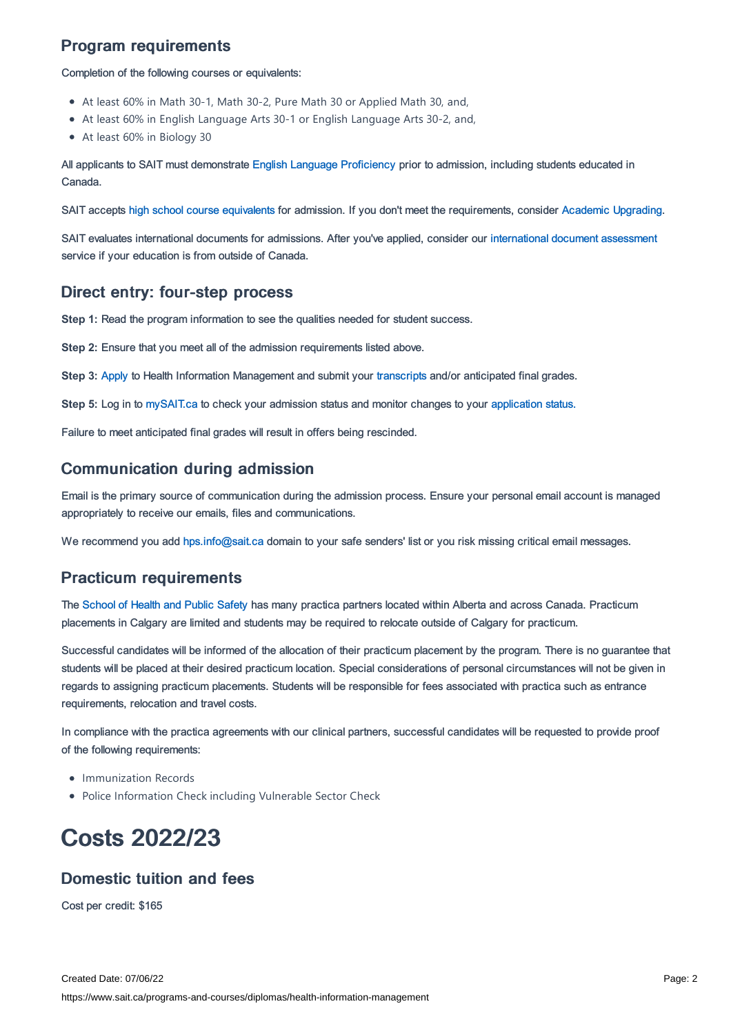## Program requirements

Completion of the following courses or equivalents:

- At least 60% in Math 30-1, Math 30-2, Pure Math 30 or Applied Math 30, and,
- At least 60% in English Language Arts 30-1 or English Language Arts 30-2, and,
- At least 60% in Biology 30

All applicants to SAIT must demonstrate English Language Proficiency prior to admission, including students educated in Canada.

SAIT accepts high school course equivalents for admission. If you don't meet the requirements, consider Academic Upgrading.

SAIT evaluates international documents for admissions. After you've applied, consider our international document assessment service if your education is from outside of Canada.

## Direct entry: four-step process

**Step 1:** Read the program information to see the qualities needed for student success.

**Step 2:** Ensure that you meet all of the admission requirements listed above.

**Step 3:** Apply to Health Information Management and submit your transcripts and/or anticipated final grades.

**Step 5:** Log in to mySAIT.ca to check your admission status and monitor changes to your application status.

Failure to meet anticipated final grades will result in offers being rescinded.

## Communication during admission

Email is the primary source of communication during the admission process. Ensure your personal email account is managed appropriately to receive our emails, files and communications.

We recommend you add hps.info@sait.ca domain to your safe senders' list or you risk missing critical email messages.

## Practicum requirements

The School of Health and Public Safety has many practica partners located within Alberta and across Canada. Practicum placements in Calgary are limited and students may be required to relocate outside of Calgary for practicum.

Successful candidates will be informed of the allocation of their practicum placement by the program. There is no guarantee that students will be placed at their desired practicum location. Special considerations of personal circumstances will not be given in regards to assigning practicum placements. Students will be responsible for fees associated with practica such as entrance requirements, relocation and travel costs.

In compliance with the practica agreements with our clinical partners, successful candidates will be requested to provide proof of the following requirements:

- Immunization Records
- Police Information Check including Vulnerable Sector Check

# Costs 2022/23

## Domestic tuition and fees

Cost per credit: $165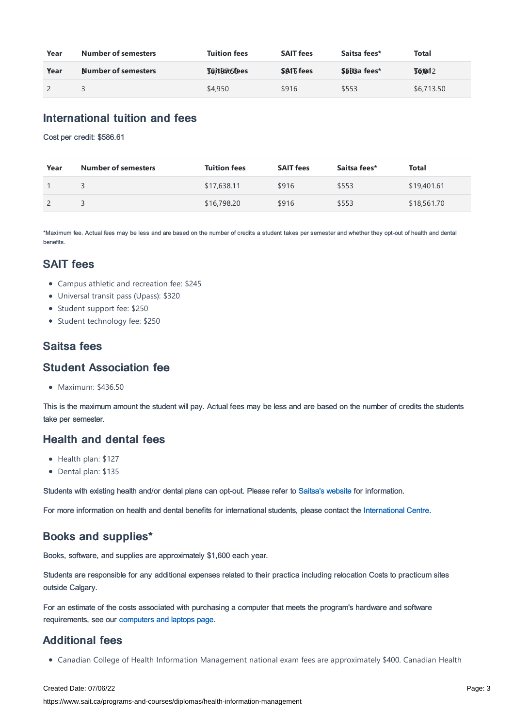| Year | Number of semesters | Tuition fees | SAIT fees | Saitsa fees* | Total |
|---|---|---|---|---|---|
| Year | Number of semesters | Tuition fees | SAIT fees | Saitsa fees* | Total |
| 2 | 3 | $4,950 | $916 | $553 | $6,713.50 |

## International tuition and fees

Cost per credit: $586.61

| Year | Number of semesters | Tuition fees | SAIT fees | Saitsa fees* | Total |
|---|---|---|---|---|---|
| 1 | 3 | $17,638.11 | $916 | $553 | $19,401.61 |
| 2 | 3 | $16,798.20 | $916 | $553 | $18,561.70 |

*Maximum fee. Actual fees may be less and are based on the number of credits a student takes per semester and whether they opt-out of health and dental benefits.

## SAIT fees

- Campus athletic and recreation fee: $245
- Universal transit pass (Upass): $320
- Student support fee: $250
- Student technology fee: $250

## Saitsa fees

## Student Association fee

- Maximum: $436.50

This is the maximum amount the student will pay. Actual fees may be less and are based on the number of credits the students take per semester.

## Health and dental fees

- Health plan: $127
- Dental plan: $135

Students with existing health and/or dental plans can opt-out. Please refer to Saitsa's website for information.

For more information on health and dental benefits for international students, please contact the International Centre.

## Books and supplies*

Books, software, and supplies are approximately $1,600 each year.

Students are responsible for any additional expenses related to their practica including relocation Costs to practicum sites outside Calgary.

For an estimate of the costs associated with purchasing a computer that meets the program's hardware and software requirements, see our computers and laptops page.

## Additional fees

- Canadian College of Health Information Management national exam fees are approximately $400. Canadian Health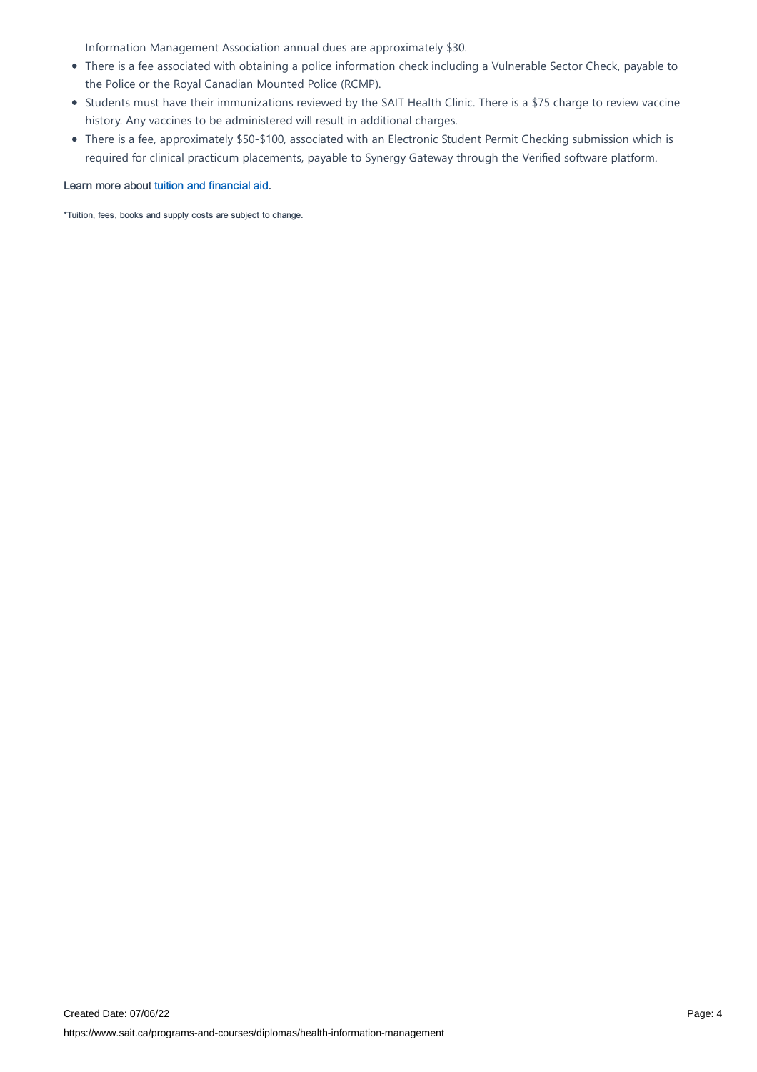Information Management Association annual dues are approximately $30.

- There is a fee associated with obtaining a police information check including a Vulnerable Sector Check, payable to the Police or the Royal Canadian Mounted Police (RCMP).
- Students must have their immunizations reviewed by the SAIT Health Clinic. There is a $75 charge to review vaccine history. Any vaccines to be administered will result in additional charges.
- There is a fee, approximately $50-$100, associated with an Electronic Student Permit Checking submission which is required for clinical practicum placements, payable to Synergy Gateway through the Verified software platform.

Learn more about tuition and financial aid.

*Tuition, fees, books and supply costs are subject to change.